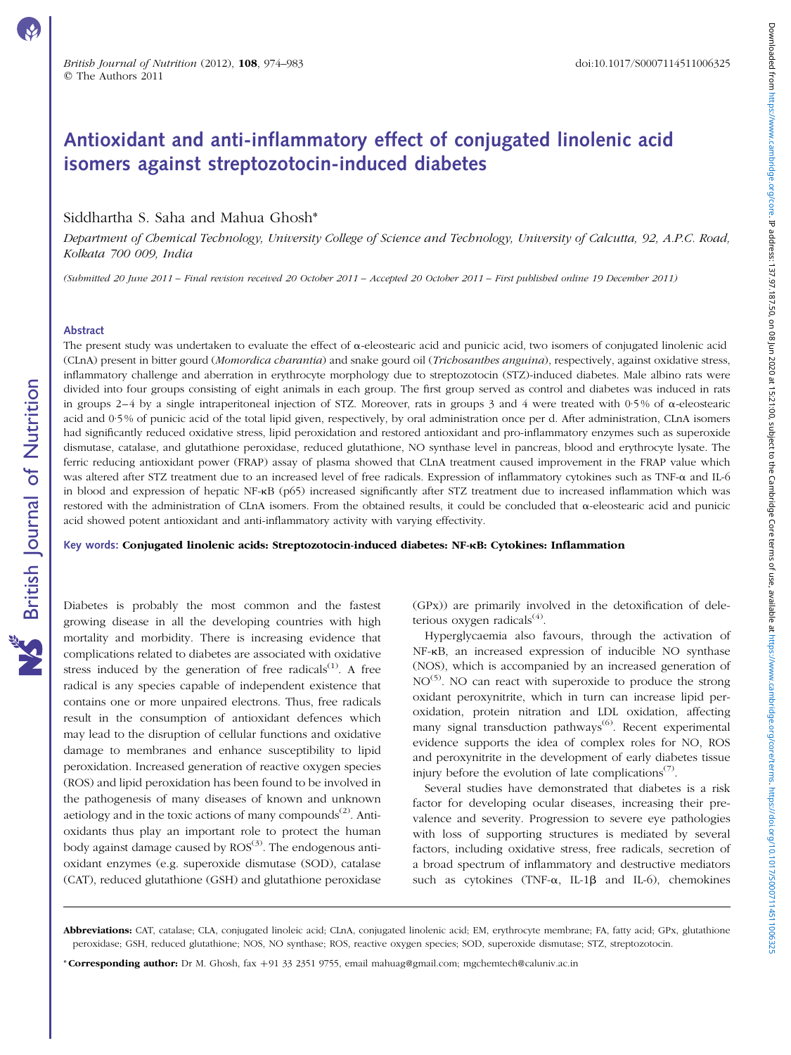# Antioxidant and anti-inflammatory effect of conjugated linolenic acid isomers against streptozotocin-induced diabetes

Siddhartha S. Saha and Mahua Ghosh*

*Department of Chemical Technology, University College of Science and Technology, University of Calcutta, 92, A.P.C. Road, Kolkata 700 009, India*

*(Submitted 20 June 2011 – Final revision received 20 October 2011 – Accepted 20 October 2011 – First published online 19 December 2011)*

## Abstract

The present study was undertaken to evaluate the effect of α-eleostearic acid and punicic acid, two isomers of conjugated linolenic acid (CLnA) present in bitter gourd (*Momordica charantia*) and snake gourd oil (*Trichosanthes anguina*), respectively, against oxidative stress, inflammatory challenge and aberration in erythrocyte morphology due to streptozotocin (STZ)-induced diabetes. Male albino rats were divided into four groups consisting of eight animals in each group. The first group served as control and diabetes was induced in rats in groups 2–4 by a single intraperitoneal injection of STZ. Moreover, rats in groups 3 and 4 were treated with 0·5% of α-eleostearic acid and 0·5% of punicic acid of the total lipid given, respectively, by oral administration once per d. After administration, CLnA isomers had significantly reduced oxidative stress, lipid peroxidation and restored antioxidant and pro-inflammatory enzymes such as superoxide dismutase, catalase, and glutathione peroxidase, reduced glutathione, NO synthase level in pancreas, blood and erythrocyte lysate. The ferric reducing antioxidant power (FRAP) assay of plasma showed that CLnA treatment caused improvement in the FRAP value which was altered after STZ treatment due to an increased level of free radicals. Expression of inflammatory cytokines such as TNF-α and IL-6 in blood and expression of hepatic NF-κB (p65) increased significantly after STZ treatment due to increased inflammation which was restored with the administration of CLnA isomers. From the obtained results, it could be concluded that α-eleostearic acid and punicic acid showed potent antioxidant and anti-inflammatory activity with varying effectivity.

**Key words: Conjugated linolenic acids: Streptozotocin-induced diabetes: NF-κB: Cytokines: Inflammation**

Diabetes is probably the most common and the fastest growing disease in all the developing countries with high mortality and morbidity. There is increasing evidence that complications related to diabetes are associated with oxidative stress induced by the generation of free radicals[1]. A free radical is any species capable of independent existence that contains one or more unpaired electrons. Thus, free radicals result in the consumption of antioxidant defences which may lead to the disruption of cellular functions and oxidative damage to membranes and enhance susceptibility to lipid peroxidation. Increased generation of reactive oxygen species (ROS) and lipid peroxidation has been found to be involved in the pathogenesis of many diseases of known and unknown aetiology and in the toxic actions of many compounds[2]. Antioxidants thus play an important role to protect the human body against damage caused by ROS[3]. The endogenous antioxidant enzymes (e.g. superoxide dismutase (SOD), catalase (CAT), reduced glutathione (GSH) and glutathione peroxidase (GPx)) are primarily involved in the detoxification of deleterious oxygen radicals[4].

Hyperglycaemia also favours, through the activation of NF-κB, an increased expression of inducible NO synthase (NOS), which is accompanied by an increased generation of NO[5]. NO can react with superoxide to produce the strong oxidant peroxynitrite, which in turn can increase lipid peroxidation, protein nitration and LDL oxidation, affecting many signal transduction pathways[6]. Recent experimental evidence supports the idea of complex roles for NO, ROS and peroxynitrite in the development of early diabetes tissue injury before the evolution of late complications[7].

Several studies have demonstrated that diabetes is a risk factor for developing ocular diseases, increasing their prevalence and severity. Progression to severe eye pathologies with loss of supporting structures is mediated by several factors, including oxidative stress, free radicals, secretion of a broad spectrum of inflammatory and destructive mediators such as cytokines (TNF-α, IL-1β and IL-6), chemokines

**Abbreviations:** CAT, catalase; CLA, conjugated linoleic acid; CLnA, conjugated linolenic acid; EM, erythrocyte membrane; FA, fatty acid; GPx, glutathione peroxidase; GSH, reduced glutathione; NOS, NO synthase; ROS, reactive oxygen species; SOD, superoxide dismutase; STZ, streptozotocin.

***Corresponding author:** Dr M. Ghosh, fax +91 33 2351 9755, email mahuag@gmail.com; mgchemtech@caluniv.ac.in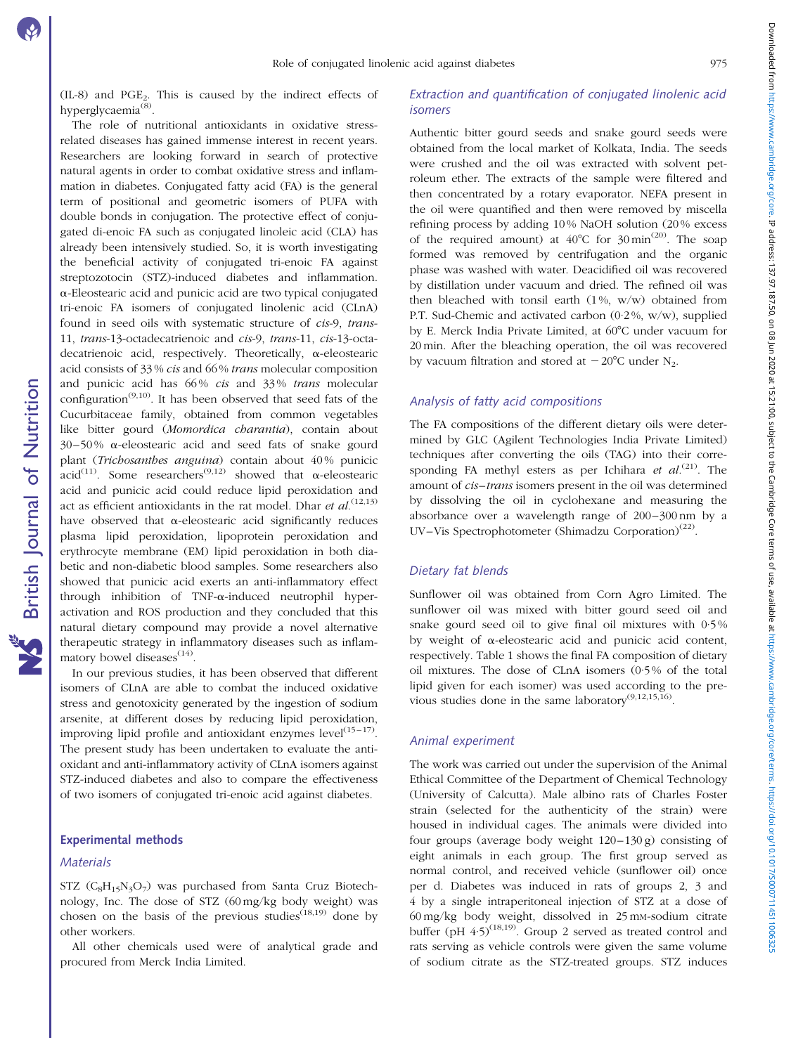(IL-8) and $PGE_2$. This is caused by the indirect effects of hyperglycaemia[8].

The role of nutritional antioxidants in oxidative stress-related diseases has gained immense interest in recent years. Researchers are looking forward in search of protective natural agents in order to combat oxidative stress and inflammation in diabetes. Conjugated fatty acid (FA) is the general term of positional and geometric isomers of PUFA with double bonds in conjugation. The protective effect of conjugated di-enoic FA such as conjugated linoleic acid (CLA) has already been intensively studied. So, it is worth investigating the beneficial activity of conjugated tri-enoic FA against streptozotocin (STZ)-induced diabetes and inflammation. α-Eleostearic acid and punicic acid are two typical conjugated tri-enoic FA isomers of conjugated linolenic acid (CLnA) found in seed oils with systematic structure of *cis*-9, *trans*-11, *trans*-13-octadecatrienoic and *cis*-9, *trans*-11, *cis*-13-octadecatrienoic acid, respectively. Theoretically, α-eleostearic acid consists of 33 % *cis* and 66 % *trans* molecular composition and punicic acid has 66 % *cis* and 33 % *trans* molecular configuration[9,10]. It has been observed that seed fats of the Cucurbitaceae family, obtained from common vegetables like bitter gourd (*Momordica charantia*), contain about 30–50 % α-eleostearic acid and seed fats of snake gourd plant (*Trichosanthes anguina*) contain about 40 % punicic acid[11]. Some researchers[9,12] showed that α-eleostearic acid and punicic acid could reduce lipid peroxidation and act as efficient antioxidants in the rat model. Dhar *et al.*[12,13] have observed that α-eleostearic acid significantly reduces plasma lipid peroxidation, lipoprotein peroxidation and erythrocyte membrane (EM) lipid peroxidation in both diabetic and non-diabetic blood samples. Some researchers also showed that punicic acid exerts an anti-inflammatory effect through inhibition of TNF-α-induced neutrophil hyperactivation and ROS production and they concluded that this natural dietary compound may provide a novel alternative therapeutic strategy in inflammatory diseases such as inflammatory bowel diseases[14].

In our previous studies, it has been observed that different isomers of CLnA are able to combat the induced oxidative stress and genotoxicity generated by the ingestion of sodium arsenite, at different doses by reducing lipid peroxidation, improving lipid profile and antioxidant enzymes level[15–17]. The present study has been undertaken to evaluate the antioxidant and anti-inflammatory activity of CLnA isomers against STZ-induced diabetes and also to compare the effectiveness of two isomers of conjugated tri-enoic acid against diabetes.

## Experimental methods

### Materials

STZ ($C_8H_{15}N_3O_7$) was purchased from Santa Cruz Biotechnology, Inc. The dose of STZ (60 mg/kg body weight) was chosen on the basis of the previous studies[18,19] done by other workers.

All other chemicals used were of analytical grade and procured from Merck India Limited.

### Extraction and quantification of conjugated linolenic acid isomers

Authentic bitter gourd seeds and snake gourd seeds were obtained from the local market of Kolkata, India. The seeds were crushed and the oil was extracted with solvent petroleum ether. The extracts of the sample were filtered and then concentrated by a rotary evaporator. NEFA present in the oil were quantified and then were removed by miscella refining process by adding 10 % NaOH solution (20 % excess of the required amount) at 40°C for 30 min[20]. The soap formed was removed by centrifugation and the organic phase was washed with water. Deacidified oil was recovered by distillation under vacuum and dried. The refined oil was then bleached with tonsil earth (1 %, w/w) obtained from P.T. Sud-Chemic and activated carbon (0·2 %, w/w), supplied by E. Merck India Private Limited, at 60°C under vacuum for 20 min. After the bleaching operation, the oil was recovered by vacuum filtration and stored at −20°C under $N_2$.

### Analysis of fatty acid compositions

The FA compositions of the different dietary oils were determined by GLC (Agilent Technologies India Private Limited) techniques after converting the oils (TAG) into their corresponding FA methyl esters as per Ichihara *et al.*[21]. The amount of *cis*–*trans* isomers present in the oil was determined by dissolving the oil in cyclohexane and measuring the absorbance over a wavelength range of 200–300 nm by a UV–Vis Spectrophotometer (Shimadzu Corporation)[22].

### Dietary fat blends

Sunflower oil was obtained from Corn Agro Limited. The sunflower oil was mixed with bitter gourd seed oil and snake gourd seed oil to give final oil mixtures with 0·5 % by weight of α-eleostearic acid and punicic acid content, respectively. Table 1 shows the final FA composition of dietary oil mixtures. The dose of CLnA isomers (0·5 % of the total lipid given for each isomer) was used according to the previous studies done in the same laboratory[9,12,15,16].

### Animal experiment

The work was carried out under the supervision of the Animal Ethical Committee of the Department of Chemical Technology (University of Calcutta). Male albino rats of Charles Foster strain (selected for the authenticity of the strain) were housed in individual cages. The animals were divided into four groups (average body weight 120–130 g) consisting of eight animals in each group. The first group served as normal control, and received vehicle (sunflower oil) once per d. Diabetes was induced in rats of groups 2, 3 and 4 by a single intraperitoneal injection of STZ at a dose of 60 mg/kg body weight, dissolved in 25 mM-sodium citrate buffer (pH 4·5)[18,19]. Group 2 served as treated control and rats serving as vehicle controls were given the same volume of sodium citrate as the STZ-treated groups. STZ induces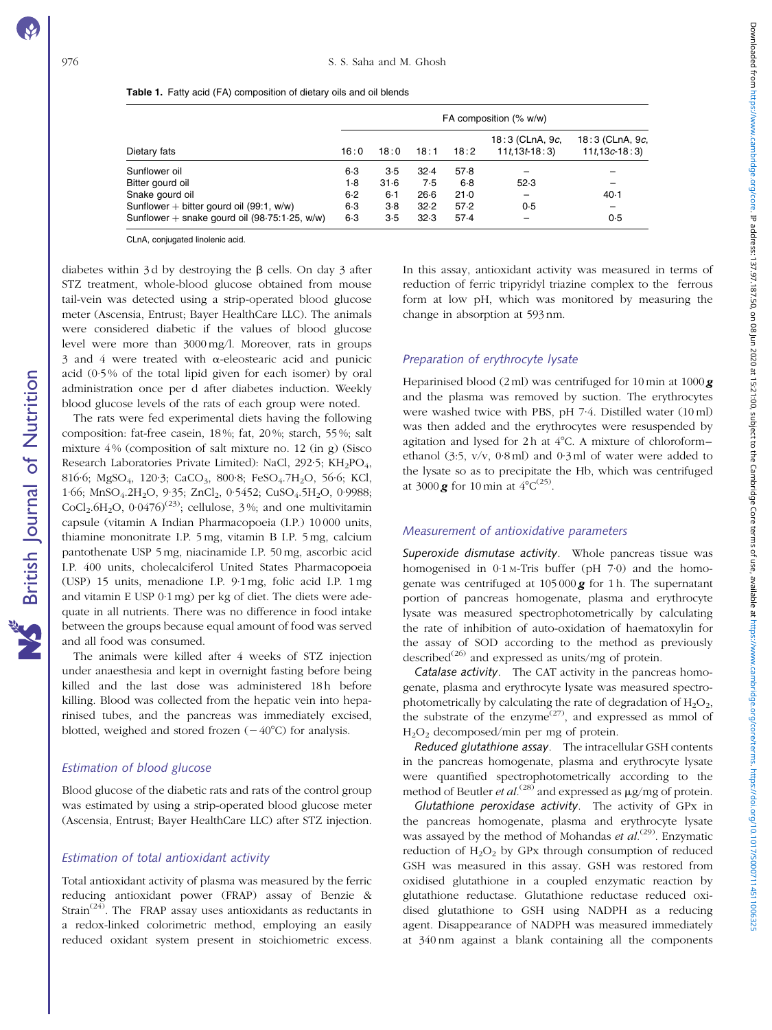**Table 1.** Fatty acid (FA) composition of dietary oils and oil blends

| Dietary fats | FA composition (% w/w) | | | | | |
|---|---|---|---|---|---|---|
| | 16:0 | 18:0 | 18:1 | 18:2 | 18:3 (CLnA, 9c, 11t,13t-18:3) | 18:3 (CLnA, 9c, 11t,13c-18:3) |
| Sunflower oil | 6·3 | 3·5 | 32·4 | 57·8 | – | – |
| Bitter gourd oil | 1·8 | 31·6 | 7·5 | 6·8 | 52·3 | – |
| Snake gourd oil | 6·2 | 6·1 | 26·6 | 21·0 | – | 40·1 |
| Sunflower + bitter gourd oil (99:1, w/w) | 6·3 | 3·8 | 32·2 | 57·2 | 0·5 | – |
| Sunflower + snake gourd oil (98·75:1·25, w/w) | 6·3 | 3·5 | 32·3 | 57·4 | – | 0·5 |

CLnA, conjugated linolenic acid.

diabetes within 3 d by destroying the β cells. On day 3 after STZ treatment, whole-blood glucose obtained from mouse tail-vein was detected using a strip-operated blood glucose meter (Ascensia, Entrust; Bayer HealthCare LLC). The animals were considered diabetic if the values of blood glucose level were more than 3000 mg/l. Moreover, rats in groups 3 and 4 were treated with α-eleostearic acid and punicic acid (0·5% of the total lipid given for each isomer) by oral administration once per d after diabetes induction. Weekly blood glucose levels of the rats of each group were noted.

The rats were fed experimental diets having the following composition: fat-free casein, 18%; fat, 20%; starch, 55%; salt mixture 4% (composition of salt mixture no. 12 (in g) (Sisco Research Laboratories Private Limited): NaCl, 292·5; $KH_2PO_4$, 816·6; $MgSO_4$, 120·3; $CaCO_3$, 800·8; $FeSO_4.7H_2O$, 56·6; KCl, 1·66; $MnSO_4.2H_2O$, 9·35; $ZnCl_2$, 0·5452; $CuSO_4.5H_2O$, 0·9988; $CoCl_2.6H_2O$, 0·0476)[23]; cellulose, 3%; and one multivitamin capsule (vitamin A Indian Pharmacopoeia (I.P.) 10 000 units, thiamine mononitrate I.P. 5 mg, vitamin B I.P. 5 mg, calcium pantothenate USP 5 mg, niacinamide I.P. 50 mg, ascorbic acid I.P. 400 units, cholecalciferol United States Pharmacopoeia (USP) 15 units, menadione I.P. 9·1 mg, folic acid I.P. 1 mg and vitamin E USP 0·1 mg) per kg of diet. The diets were adequate in all nutrients. There was no difference in food intake between the groups because equal amount of food was served and all food was consumed.

The animals were killed after 4 weeks of STZ injection under anaesthesia and kept in overnight fasting before being killed and the last dose was administered 18 h before killing. Blood was collected from the hepatic vein into heparinised tubes, and the pancreas was immediately excised, blotted, weighed and stored frozen (−40°C) for analysis.

### Estimation of blood glucose

Blood glucose of the diabetic rats and rats of the control group was estimated by using a strip-operated blood glucose meter (Ascensia, Entrust; Bayer HealthCare LLC) after STZ injection.

### Estimation of total antioxidant activity

Total antioxidant activity of plasma was measured by the ferric reducing antioxidant power (FRAP) assay of Benzie & Strain[24]. The FRAP assay uses antioxidants as reductants in a redox-linked colorimetric method, employing an easily reduced oxidant system present in stoichiometric excess. In this assay, antioxidant activity was measured in terms of reduction of ferric tripyridyl triazine complex to the ferrous form at low pH, which was monitored by measuring the change in absorption at 593 nm.

### Preparation of erythrocyte lysate

Heparinised blood (2 ml) was centrifuged for 10 min at 1000 ***g*** and the plasma was removed by suction. The erythrocytes were washed twice with PBS, pH 7·4. Distilled water (10 ml) was then added and the erythrocytes were resuspended by agitation and lysed for 2 h at 4°C. A mixture of chloroform–ethanol (3:5, v/v, 0·8 ml) and 0·3 ml of water were added to the lysate so as to precipitate the Hb, which was centrifuged at 3000 ***g*** for 10 min at 4°C[25].

### Measurement of antioxidative parameters

*Superoxide dismutase activity*. Whole pancreas tissue was homogenised in 0·1 M-Tris buffer (pH 7·0) and the homogenate was centrifuged at 105 000 ***g*** for 1 h. The supernatant portion of pancreas homogenate, plasma and erythrocyte lysate was measured spectrophotometrically by calculating the rate of inhibition of auto-oxidation of haematoxylin for the assay of SOD according to the method as previously described[26] and expressed as units/mg of protein.

*Catalase activity*. The CAT activity in the pancreas homogenate, plasma and erythrocyte lysate was measured spectrophotometrically by calculating the rate of degradation of $H_2O_2$, the substrate of the enzyme[27], and expressed as mmol of $H_2O_2$ decomposed/min per mg of protein.

*Reduced glutathione assay*. The intracellular GSH contents in the pancreas homogenate, plasma and erythrocyte lysate were quantified spectrophotometrically according to the method of Beutler *et al.*[28] and expressed as μg/mg of protein.

*Glutathione peroxidase activity*. The activity of GPx in the pancreas homogenate, plasma and erythrocyte lysate was assayed by the method of Mohandas *et al.*[29]. Enzymatic reduction of $H_2O_2$ by GPx through consumption of reduced GSH was measured in this assay. GSH was restored from oxidised glutathione in a coupled enzymatic reaction by glutathione reductase. Glutathione reductase reduced oxidised glutathione to GSH using NADPH as a reducing agent. Disappearance of NADPH was measured immediately at 340 nm against a blank containing all the components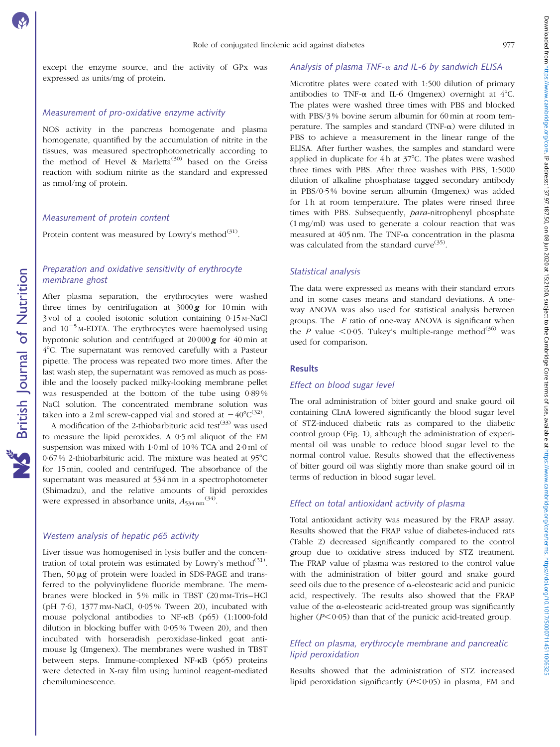except the enzyme source, and the activity of GPx was expressed as units/mg of protein.

### Measurement of pro-oxidative enzyme activity

NOS activity in the pancreas homogenate and plasma homogenate, quantified by the accumulation of nitrite in the tissues, was measured spectrophotometrically according to the method of Hevel & Marletta[30] based on the Greiss reaction with sodium nitrite as the standard and expressed as nmol/mg of protein.

### Measurement of protein content

Protein content was measured by Lowry's method[31].

### Preparation and oxidative sensitivity of erythrocyte membrane ghost

After plasma separation, the erythrocytes were washed three times by centrifugation at 3000 ***g*** for 10 min with 3 vol of a cooled isotonic solution containing 0·15 M-NaCl and $10^{-5}$ M-EDTA. The erythrocytes were haemolysed using hypotonic solution and centrifuged at 20 000 ***g*** for 40 min at 4°C. The supernatant was removed carefully with a Pasteur pipette. The process was repeated two more times. After the last wash step, the supernatant was removed as much as possible and the loosely packed milky-looking membrane pellet was resuspended at the bottom of the tube using 0·89 % NaCl solution. The concentrated membrane solution was taken into a 2 ml screw-capped vial and stored at −40°C[32].

A modification of the 2-thiobarbituric acid test[33] was used to measure the lipid peroxides. A 0·5 ml aliquot of the EM suspension was mixed with 1·0 ml of 10 % TCA and 2·0 ml of 0·67 % 2-thiobarbituric acid. The mixture was heated at 95°C for 15 min, cooled and centrifuged. The absorbance of the supernatant was measured at 534 nm in a spectrophotometer (Shimadzu), and the relative amounts of lipid peroxides were expressed in absorbance units, $A_{534\,nm}$[34].

### Western analysis of hepatic p65 activity

Liver tissue was homogenised in lysis buffer and the concentration of total protein was estimated by Lowry's method[31]. Then, 50 μg of protein were loaded in SDS-PAGE and transferred to the polyvinylidene fluoride membrane. The membranes were blocked in 5 % milk in TBST (20 mM-Tris–HCl (pH 7·6), 1377 mM-NaCl, 0·05 % Tween 20), incubated with mouse polyclonal antibodies to NF-κB (p65) (1:1000-fold dilution in blocking buffer with 0·05 % Tween 20), and then incubated with horseradish peroxidase-linked goat anti-mouse Ig (Imgenex). The membranes were washed in TBST between steps. Immune-complexed NF-κB (p65) proteins were detected in X-ray film using luminol reagent-mediated chemiluminescence.

### Analysis of plasma TNF-α and IL-6 by sandwich ELISA

Microtitre plates were coated with 1:500 dilution of primary antibodies to TNF-α and IL-6 (Imgenex) overnight at 4°C. The plates were washed three times with PBS and blocked with PBS/3 % bovine serum albumin for 60 min at room temperature. The samples and standard (TNF-α) were diluted in PBS to achieve a measurement in the linear range of the ELISA. After further washes, the samples and standard were applied in duplicate for 4 h at 37°C. The plates were washed three times with PBS. After three washes with PBS, 1:5000 dilution of alkaline phosphatase tagged secondary antibody in PBS/0·5 % bovine serum albumin (Imgenex) was added for 1 h at room temperature. The plates were rinsed three times with PBS. Subsequently, *para*-nitrophenyl phosphate (1 mg/ml) was used to generate a colour reaction that was measured at 405 nm. The TNF-α concentration in the plasma was calculated from the standard curve[35].

### Statistical analysis

The data were expressed as means with their standard errors and in some cases means and standard deviations. A one-way ANOVA was also used for statistical analysis between groups. The *F* ratio of one-way ANOVA is significant when the *P* value $<0·05$. Tukey's multiple-range method[36] was used for comparison.

## Results

### Effect on blood sugar level

The oral administration of bitter gourd and snake gourd oil containing CLnA lowered significantly the blood sugar level of STZ-induced diabetic rats as compared to the diabetic control group (Fig. 1), although the administration of experimental oil was unable to reduce blood sugar level to the normal control value. Results showed that the effectiveness of bitter gourd oil was slightly more than snake gourd oil in terms of reduction in blood sugar level.

### Effect on total antioxidant activity of plasma

Total antioxidant activity was measured by the FRAP assay. Results showed that the FRAP value of diabetes-induced rats (Table 2) decreased significantly compared to the control group due to oxidative stress induced by STZ treatment. The FRAP value of plasma was restored to the control value with the administration of bitter gourd and snake gourd seed oils due to the presence of α-eleostearic acid and punicic acid, respectively. The results also showed that the FRAP value of the α-eleostearic acid-treated group was significantly higher ($P<0·05$) than that of the punicic acid-treated group.

### Effect on plasma, erythrocyte membrane and pancreatic lipid peroxidation

Results showed that the administration of STZ increased lipid peroxidation significantly ($P<0·05$) in plasma, EM and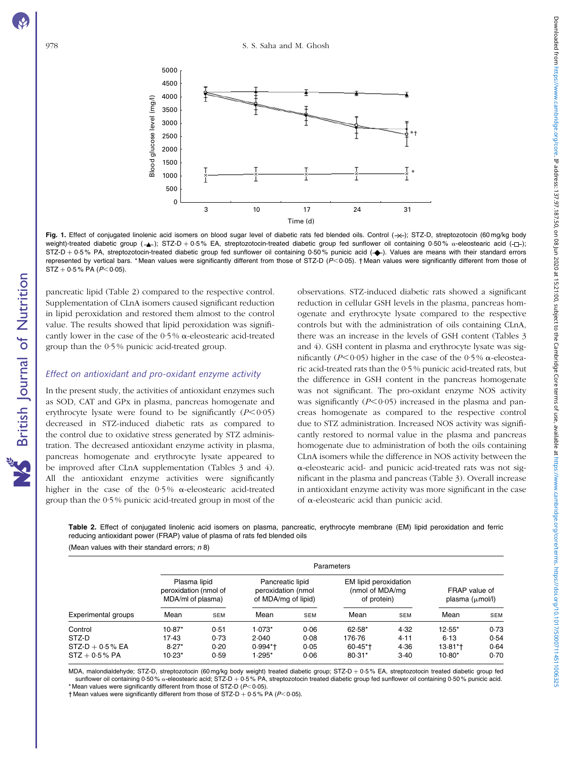Fig. 1. Effect of conjugated linolenic acid isomers on blood sugar level of diabetic rats fed blended oils. Control (-x-); STZ-D, streptozotocin (60 mg/kg body weight)-treated diabetic group (-▲-); STZ-D + 0·5 % EA, streptozotocin-treated diabetic group fed sunflower oil containing 0·50 % α-eleostearic acid (-□-); STZ-D + 0·5 % PA, streptozotocin-treated diabetic group fed sunflower oil containing 0·50 % punicic acid (-◆-). Values are means with their standard errors represented by vertical bars. * Mean values were significantly different from those of STZ-D ($P<0·05$). † Mean values were significantly different from those of STZ + 0·5 % PA ($P<0·05$).

pancreatic lipid (Table 2) compared to the respective control. Supplementation of CLnA isomers caused significant reduction in lipid peroxidation and restored them almost to the control value. The results showed that lipid peroxidation was significantly lower in the case of the 0·5 % α-eleostearic acid-treated group than the 0·5 % punicic acid-treated group.

### *Effect on antioxidant and pro-oxidant enzyme activity*

In the present study, the activities of antioxidant enzymes such as SOD, CAT and GPx in plasma, pancreas homogenate and erythrocyte lysate were found to be significantly ($P<0·05$) decreased in STZ-induced diabetic rats as compared to the control due to oxidative stress generated by STZ administration. The decreased antioxidant enzyme activity in plasma, pancreas homogenate and erythrocyte lysate appeared to be improved after CLnA supplementation (Tables 3 and 4). All the antioxidant enzyme activities were significantly higher in the case of the 0·5 % α-eleostearic acid-treated group than the 0·5 % punicic acid-treated group in most of the observations. STZ-induced diabetic rats showed a significant reduction in cellular GSH levels in the plasma, pancreas homogenate and erythrocyte lysate compared to the respective controls but with the administration of oils containing CLnA, there was an increase in the levels of GSH content (Tables 3 and 4). GSH content in plasma and erythrocyte lysate was significantly ($P<0·05$) higher in the case of the 0·5 % α-eleostearic acid-treated rats than the 0·5 % punicic acid-treated rats, but the difference in GSH content in the pancreas homogenate was not significant. The pro-oxidant enzyme NOS activity was significantly ($P<0·05$) increased in the plasma and pancreas homogenate as compared to the respective control due to STZ administration. Increased NOS activity was significantly restored to normal value in the plasma and pancreas homogenate due to administration of both the oils containing CLnA isomers while the difference in NOS activity between the α-eleostearic acid- and punicic acid-treated rats was not significant in the plasma and pancreas (Table 3). Overall increase in antioxidant enzyme activity was more significant in the case of α-eleostearic acid than punicic acid.

**Table 2.** Effect of conjugated linolenic acid isomers on plasma, pancreatic, erythrocyte membrane (EM) lipid peroxidation and ferric reducing antioxidant power (FRAP) value of plasma of rats fed blended oils

(Mean values with their standard errors; *n* 8)

| Experimental groups | Plasma lipid peroxidation (nmol of MDA/ml of plasma) | | Pancreatic lipid peroxidation (nmol of MDA/mg of lipid) | | EM lipid peroxidation (nmol of MDA/mg of protein) | | FRAP value of plasma (μmol/l) | |
|---|---|---|---|---|---|---|---|---|
| | Mean | SEM | Mean | SEM | Mean | SEM | Mean | SEM |
| Control | 10·87* | 0·51 | 1·073* | 0·06 | 62·58* | 4·32 | 12·55* | 0·73 |
| STZ-D | 17·43 | 0·73 | 2·040 | 0·08 | 176·76 | 4·11 | 6·13 | 0·54 |
| STZ-D + 0·5 % EA | 8·27* | 0·20 | 0·994*† | 0·05 | 60·45*† | 4·36 | 13·81*† | 0·64 |
| STZ + 0·5 % PA | 10·23* | 0·59 | 1·295* | 0·06 | 80·31* | 3·40 | 10·80* | 0·70 |

MDA, malondialdehyde; STZ-D, streptozotocin (60 mg/kg body weight) treated diabetic group; STZ-D + 0·5 % EA, streptozotocin treated diabetic group fed sunflower oil containing 0·50 % α-eleostearic acid; STZ-D + 0·5 % PA, streptozotocin treated diabetic group fed sunflower oil containing 0·50 % punicic acid.
* Mean values were significantly different from those of STZ-D ($P<0·05$).
† Mean values were significantly different from those of STZ-D + 0·5 % PA ($P<0·05$).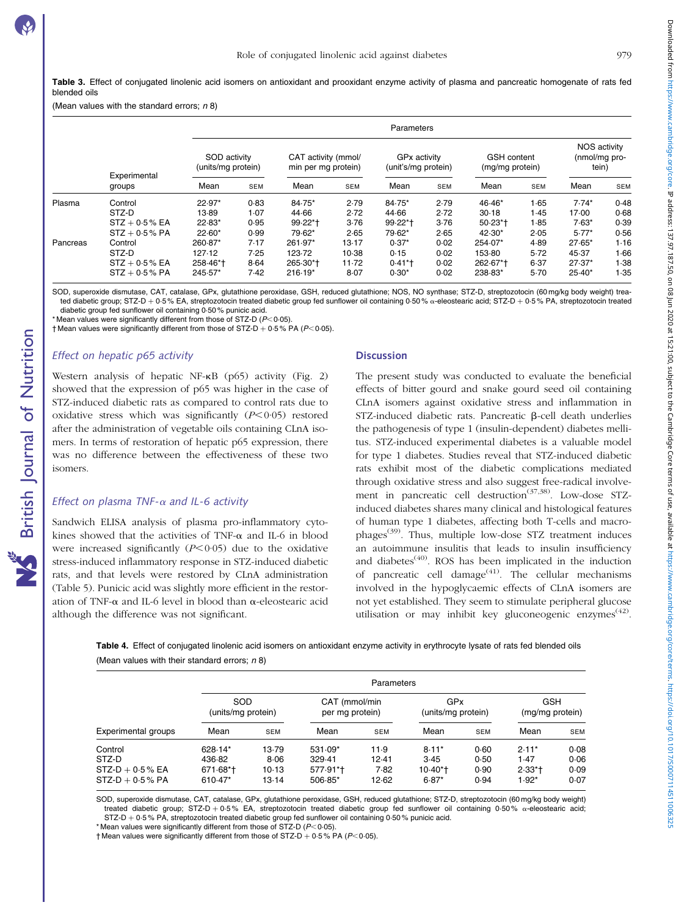**Table 3.** Effect of conjugated linolenic acid isomers on antioxidant and prooxidant enzyme activity of plasma and pancreatic homogenate of rats fed blended oils

(Mean values with the standard errors; *n* 8)

| | Experimental groups | SOD activity (units/mg protein) | | CAT activity (mmol/min per mg protein) | | GPx activity (unit's/mg protein) | | GSH content (mg/mg protein) | | NOS activity (nmol/mg protein) | |
|---|---|---|---|---|---|---|---|---|---|---|---|
| | | Mean | SEM | Mean | SEM | Mean | SEM | Mean | SEM | Mean | SEM |
| Plasma | Control | 22·97* | 0·83 | 84·75* | 2·79 | 84·75* | 2·79 | 46·46* | 1·65 | 7·74* | 0·48 |
| | STZ-D | 13·89 | 1·07 | 44·66 | 2·72 | 44·66 | 2·72 | 30·18 | 1·45 | 17·00 | 0·68 |
| | STZ + 0·5 % EA | 22·83* | 0·95 | 99·22*† | 3·76 | 99·22*† | 3·76 | 50·23*† | 1·85 | 7·63* | 0·39 |
| | STZ + 0·5 % PA | 22·60* | 0·99 | 79·62* | 2·65 | 79·62* | 2·65 | 42·30* | 2·05 | 5·77* | 0·56 |
| Pancreas | Control | 260·87* | 7·17 | 261·97* | 13·17 | 0·37* | 0·02 | 254·07* | 4·89 | 27·65* | 1·16 |
| | STZ-D | 127·12 | 7·25 | 123·72 | 10·38 | 0·15 | 0·02 | 153·80 | 5·72 | 45·37 | 1·66 |
| | STZ + 0·5 % EA | 258·46*† | 8·64 | 265·30*† | 11·72 | 0·41*† | 0·02 | 262·67*† | 6·37 | 27·37* | 1·38 |
| | STZ + 0·5 % PA | 245·57* | 7·42 | 216·19* | 8·07 | 0·30* | 0·02 | 238·83* | 5·70 | 25·40* | 1·35 |

SOD, superoxide dismutase, CAT, catalase, GPx, glutathione peroxidase, GSH, reduced glutathione; NOS, NO synthase; STZ-D, streptozotocin (60 mg/kg body weight) treated diabetic group; STZ-D + 0·5 % EA, streptozotocin treated diabetic group fed sunflower oil containing 0·50 % α-eleostearic acid; STZ-D + 0·5 % PA, streptozotocin treated diabetic group fed sunflower oil containing 0·50 % punicic acid.

* Mean values were significantly different from those of STZ-D ($P<0·05$).

† Mean values were significantly different from those of STZ-D + 0·5 % PA ($P<0·05$).

### *Effect on hepatic p65 activity*

Western analysis of hepatic NF-κB (p65) activity (Fig. 2) showed that the expression of p65 was higher in the case of STZ-induced diabetic rats as compared to control rats due to oxidative stress which was significantly ($P<0·05$) restored after the administration of vegetable oils containing CLnA isomers. In terms of restoration of hepatic p65 expression, there was no difference between the effectiveness of these two isomers.

### *Effect on plasma TNF-α and IL-6 activity*

Sandwich ELISA analysis of plasma pro-inflammatory cytokines showed that the activities of TNF-α and IL-6 in blood were increased significantly ($P<0·05$) due to the oxidative stress-induced inflammatory response in STZ-induced diabetic rats, and that levels were restored by CLnA administration (Table 5). Punicic acid was slightly more efficient in the restoration of TNF-α and IL-6 level in blood than α-eleostearic acid although the difference was not significant.

## Discussion

The present study was conducted to evaluate the beneficial effects of bitter gourd and snake gourd seed oil containing CLnA isomers against oxidative stress and inflammation in STZ-induced diabetic rats. Pancreatic β-cell death underlies the pathogenesis of type 1 (insulin-dependent) diabetes mellitus. STZ-induced experimental diabetes is a valuable model for type 1 diabetes. Studies reveal that STZ-induced diabetic rats exhibit most of the diabetic complications mediated through oxidative stress and also suggest free-radical involvement in pancreatic cell destruction[37,38]. Low-dose STZ-induced diabetes shares many clinical and histological features of human type 1 diabetes, affecting both T-cells and macrophages[39]. Thus, multiple low-dose STZ treatment induces an autoimmune insulitis that leads to insulin insufficiency and diabetes[40]. ROS has been implicated in the induction of pancreatic cell damage[41]. The cellular mechanisms involved in the hypoglycaemic effects of CLnA isomers are not yet established. They seem to stimulate peripheral glucose utilisation or may inhibit key gluconeogenic enzymes[42].

**Table 4.** Effect of conjugated linolenic acid isomers on antioxidant enzyme activity in erythrocyte lysate of rats fed blended oils

(Mean values with their standard errors; *n* 8)

| Experimental groups | SOD (units/mg protein) | | CAT (mmol/min per mg protein) | | GPx (units/mg protein) | | GSH (mg/mg protein) | |
|---|---|---|---|---|---|---|---|---|
| | Mean | SEM | Mean | SEM | Mean | SEM | Mean | SEM |
| Control | 628·14* | 13·79 | 531·09* | 11·9 | 8·11* | 0·60 | 2·11* | 0·08 |
| STZ-D | 436·82 | 8·06 | 329·41 | 12·41 | 3·45 | 0·50 | 1·47 | 0·06 |
| STZ-D + 0·5 % EA | 671·68*† | 10·13 | 577·91*† | 7·82 | 10·40*† | 0·90 | 2·33*† | 0·09 |
| STZ-D + 0·5 % PA | 610·47* | 13·14 | 506·85* | 12·62 | 6·87* | 0·94 | 1·92* | 0·07 |

SOD, superoxide dismutase, CAT, catalase, GPx, glutathione peroxidase, GSH, reduced glutathione; STZ-D, streptozotocin (60 mg/kg body weight) treated diabetic group; STZ-D + 0·5 % EA, streptozotocin treated diabetic group fed sunflower oil containing 0·50 % α-eleostearic acid; STZ-D + 0·5 % PA, streptozotocin treated diabetic group fed sunflower oil containing 0·50 % punicic acid.

* Mean values were significantly different from those of STZ-D ($P<0·05$).

† Mean values were significantly different from those of STZ-D + 0·5 % PA ($P<0·05$).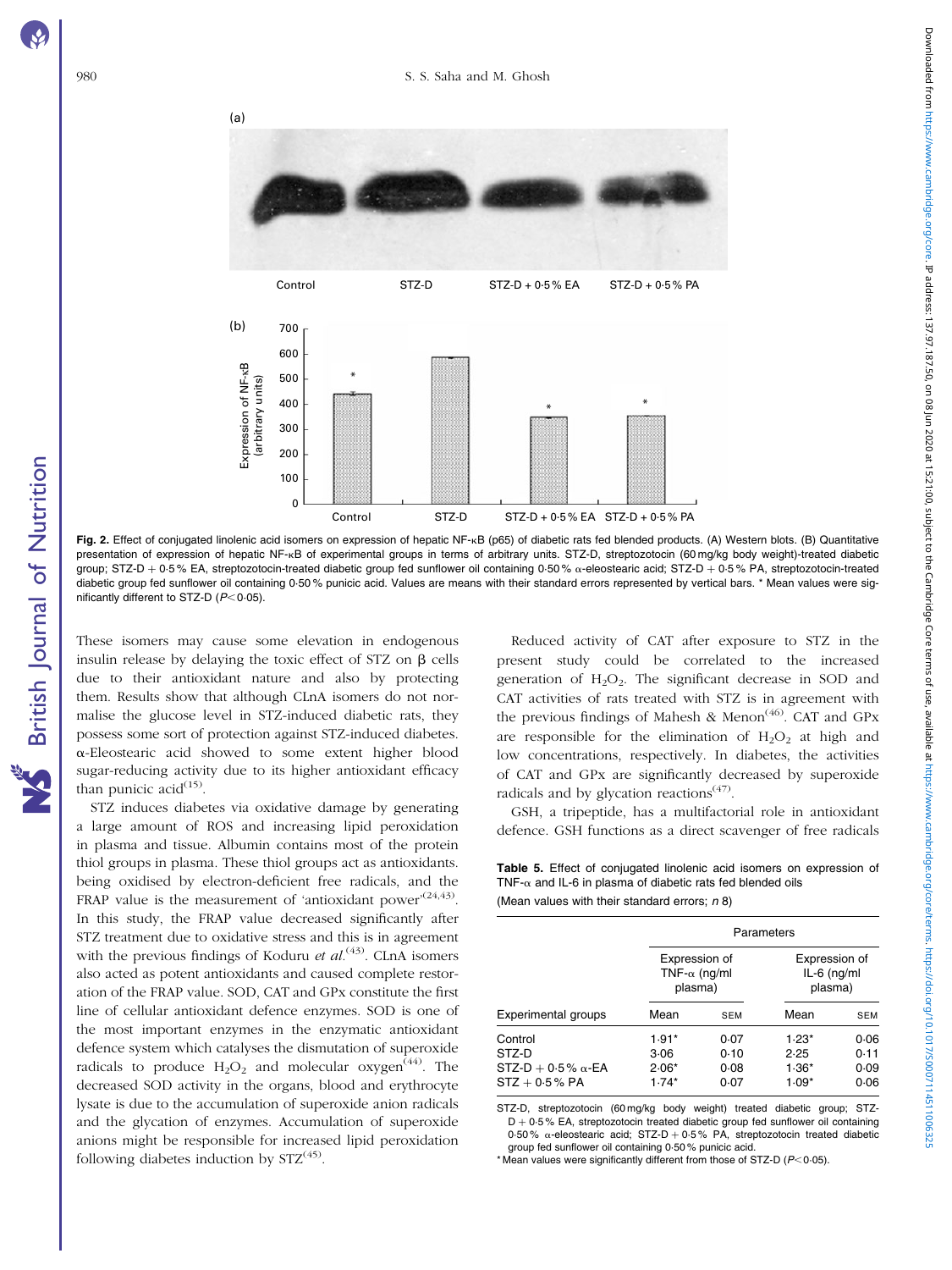Fig. 2. Effect of conjugated linolenic acid isomers on expression of hepatic NF-κB (p65) of diabetic rats fed blended products. (A) Western blots. (B) Quantitative presentation of expression of hepatic NF-κB of experimental groups in terms of arbitrary units. STZ-D, streptozotocin (60 mg/kg body weight)-treated diabetic group; STZ-D + 0·5 % EA, streptozotocin-treated diabetic group fed sunflower oil containing 0·50 % α-eleostearic acid; STZ-D + 0·5 % PA, streptozotocin-treated diabetic group fed sunflower oil containing 0·50 % punicic acid. Values are means with their standard errors represented by vertical bars. * Mean values were significantly different to STZ-D ($P<0·05$).

These isomers may cause some elevation in endogenous insulin release by delaying the toxic effect of STZ on β cells due to their antioxidant nature and also by protecting them. Results show that although CLnA isomers do not normalise the glucose level in STZ-induced diabetic rats, they possess some sort of protection against STZ-induced diabetes. α-Eleostearic acid showed to some extent higher blood sugar-reducing activity due to its higher antioxidant efficacy than punicic acid[15].

STZ induces diabetes via oxidative damage by generating a large amount of ROS and increasing lipid peroxidation in plasma and tissue. Albumin contains most of the protein thiol groups in plasma. These thiol groups act as antioxidants. being oxidised by electron-deficient free radicals, and the FRAP value is the measurement of 'antioxidant power'[24,43]. In this study, the FRAP value decreased significantly after STZ treatment due to oxidative stress and this is in agreement with the previous findings of Koduru *et al.*[43]. CLnA isomers also acted as potent antioxidants and caused complete restoration of the FRAP value. SOD, CAT and GPx constitute the first line of cellular antioxidant defence enzymes. SOD is one of the most important enzymes in the enzymatic antioxidant defence system which catalyses the dismutation of superoxide radicals to produce $H_2O_2$ and molecular oxygen[44]. The decreased SOD activity in the organs, blood and erythrocyte lysate is due to the accumulation of superoxide anion radicals and the glycation of enzymes. Accumulation of superoxide anions might be responsible for increased lipid peroxidation following diabetes induction by STZ[45].

Reduced activity of CAT after exposure to STZ in the present study could be correlated to the increased generation of $H_2O_2$. The significant decrease in SOD and CAT activities of rats treated with STZ is in agreement with the previous findings of Mahesh & Menon[46]. CAT and GPx are responsible for the elimination of $H_2O_2$ at high and low concentrations, respectively. In diabetes, the activities of CAT and GPx are significantly decreased by superoxide radicals and by glycation reactions[47].

GSH, a tripeptide, has a multifactorial role in antioxidant defence. GSH functions as a direct scavenger of free radicals

**Table 5.** Effect of conjugated linolenic acid isomers on expression of TNF-α and IL-6 in plasma of diabetic rats fed blended oils
(Mean values with their standard errors; *n* 8)

| | Parameters | | | |
|---|---|---|---|---|
| | Expression of TNF-α (ng/ml plasma) | | Expression of IL-6 (ng/ml plasma) | |
| Experimental groups | Mean | SEM | Mean | SEM |
| Control | 1·91* | 0·07 | 1·23* | 0·06 |
| STZ-D | 3·06 | 0·10 | 2·25 | 0·11 |
| STZ-D + 0·5 % α-EA | 2·06* | 0·08 | 1·36* | 0·09 |
| STZ + 0·5 % PA | 1·74* | 0·07 | 1·09* | 0·06 |

STZ-D, streptozotocin (60 mg/kg body weight) treated diabetic group; STZ-D + 0·5 % EA, streptozotocin treated diabetic group fed sunflower oil containing 0·50 % α-eleostearic acid; STZ-D + 0·5 % PA, streptozotocin treated diabetic group fed sunflower oil containing 0·50 % punicic acid.
* Mean values were significantly different from those of STZ-D ($P<0·05$).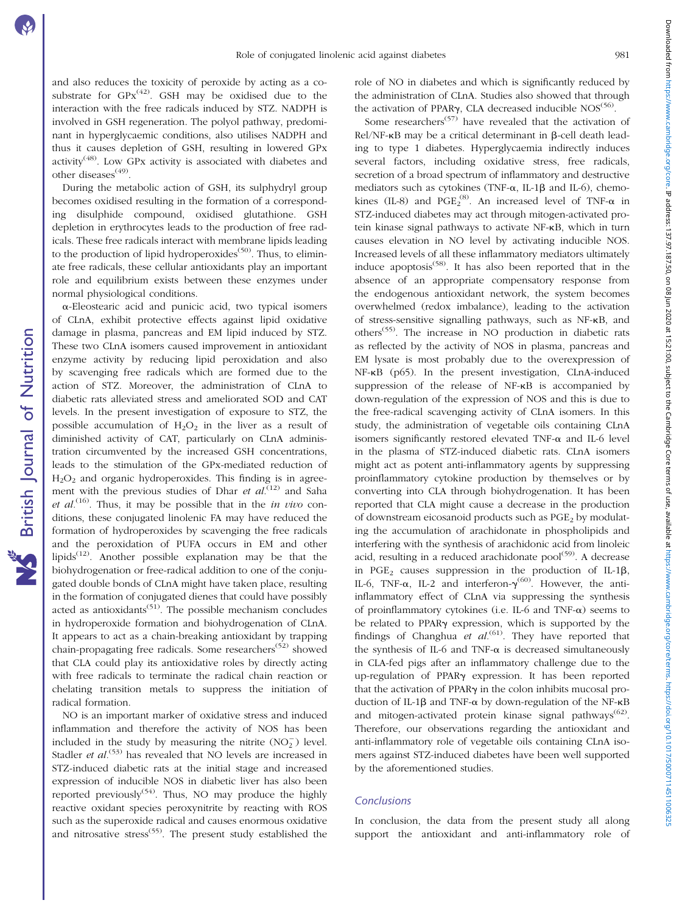and also reduces the toxicity of peroxide by acting as a co-substrate for GPx[42]. GSH may be oxidised due to the interaction with the free radicals induced by STZ. NADPH is involved in GSH regeneration. The polyol pathway, predominant in hyperglycaemic conditions, also utilises NADPH and thus it causes depletion of GSH, resulting in lowered GPx activity[48]. Low GPx activity is associated with diabetes and other diseases[49].

During the metabolic action of GSH, its sulphydryl group becomes oxidised resulting in the formation of a corresponding disulphide compound, oxidised glutathione. GSH depletion in erythrocytes leads to the production of free radicals. These free radicals interact with membrane lipids leading to the production of lipid hydroperoxides[50]. Thus, to eliminate free radicals, these cellular antioxidants play an important role and equilibrium exists between these enzymes under normal physiological conditions.

α-Eleostearic acid and punicic acid, two typical isomers of CLnA, exhibit protective effects against lipid oxidative damage in plasma, pancreas and EM lipid induced by STZ. These two CLnA isomers caused improvement in antioxidant enzyme activity by reducing lipid peroxidation and also by scavenging free radicals which are formed due to the action of STZ. Moreover, the administration of CLnA to diabetic rats alleviated stress and ameliorated SOD and CAT levels. In the present investigation of exposure to STZ, the possible accumulation of $H_2O_2$ in the liver as a result of diminished activity of CAT, particularly on CLnA administration circumvented by the increased GSH concentrations, leads to the stimulation of the GPx-mediated reduction of $H_2O_2$ and organic hydroperoxides. This finding is in agreement with the previous studies of Dhar *et al.*[12] and Saha *et al.*[16]. Thus, it may be possible that in the *in vivo* conditions, these conjugated linolenic FA may have reduced the formation of hydroperoxides by scavenging the free radicals and the peroxidation of PUFA occurs in EM and other lipids[12]. Another possible explanation may be that the biohydrogenation or free-radical addition to one of the conjugated double bonds of CLnA might have taken place, resulting in the formation of conjugated dienes that could have possibly acted as antioxidants[51]. The possible mechanism concludes in hydroperoxide formation and biohydrogenation of CLnA. It appears to act as a chain-breaking antioxidant by trapping chain-propagating free radicals. Some researchers[52] showed that CLA could play its antioxidative roles by directly acting with free radicals to terminate the radical chain reaction or chelating transition metals to suppress the initiation of radical formation.

NO is an important marker of oxidative stress and induced inflammation and therefore the activity of NOS has been included in the study by measuring the nitrite ($NO_2^-$) level. Stadler *et al.*[53] has revealed that NO levels are increased in STZ-induced diabetic rats at the initial stage and increased expression of inducible NOS in diabetic liver has also been reported previously[54]. Thus, NO may produce the highly reactive oxidant species peroxynitrite by reacting with ROS such as the superoxide radical and causes enormous oxidative and nitrosative stress[55]. The present study established the role of NO in diabetes and which is significantly reduced by the administration of CLnA. Studies also showed that through the activation of PPARγ, CLA decreased inducible NOS[56].

Some researchers[57] have revealed that the activation of Rel/NF-κB may be a critical determinant in β-cell death leading to type 1 diabetes. Hyperglycaemia indirectly induces several factors, including oxidative stress, free radicals, secretion of a broad spectrum of inflammatory and destructive mediators such as cytokines (TNF-α, IL-1β and IL-6), chemokines (IL-8) and $PGE_2$[8]. An increased level of TNF-α in STZ-induced diabetes may act through mitogen-activated protein kinase signal pathways to activate NF-κB, which in turn causes elevation in NO level by activating inducible NOS. Increased levels of all these inflammatory mediators ultimately induce apoptosis[58]. It has also been reported that in the absence of an appropriate compensatory response from the endogenous antioxidant network, the system becomes overwhelmed (redox imbalance), leading to the activation of stress-sensitive signalling pathways, such as NF-κB, and others[55]. The increase in NO production in diabetic rats as reflected by the activity of NOS in plasma, pancreas and EM lysate is most probably due to the overexpression of NF-κB (p65). In the present investigation, CLnA-induced suppression of the release of NF-κB is accompanied by down-regulation of the expression of NOS and this is due to the free-radical scavenging activity of CLnA isomers. In this study, the administration of vegetable oils containing CLnA isomers significantly restored elevated TNF-α and IL-6 level in the plasma of STZ-induced diabetic rats. CLnA isomers might act as potent anti-inflammatory agents by suppressing proinflammatory cytokine production by themselves or by converting into CLA through biohydrogenation. It has been reported that CLA might cause a decrease in the production of downstream eicosanoid products such as $PGE_2$ by modulating the accumulation of arachidonate in phospholipids and interfering with the synthesis of arachidonic acid from linoleic acid, resulting in a reduced arachidonate pool[59]. A decrease in $PGE_2$ causes suppression in the production of IL-1β, IL-6, TNF-α, IL-2 and interferon-γ[60]. However, the anti-inflammatory effect of CLnA via suppressing the synthesis of proinflammatory cytokines (i.e. IL-6 and TNF-α) seems to be related to PPARγ expression, which is supported by the findings of Changhua *et al.*[61]. They have reported that the synthesis of IL-6 and TNF-α is decreased simultaneously in CLA-fed pigs after an inflammatory challenge due to the up-regulation of PPARγ expression. It has been reported that the activation of PPARγ in the colon inhibits mucosal production of IL-1β and TNF-α by down-regulation of the NF-κB and mitogen-activated protein kinase signal pathways[62]. Therefore, our observations regarding the antioxidant and anti-inflammatory role of vegetable oils containing CLnA isomers against STZ-induced diabetes have been well supported by the aforementioned studies.

## Conclusions

In conclusion, the data from the present study all along support the antioxidant and anti-inflammatory role of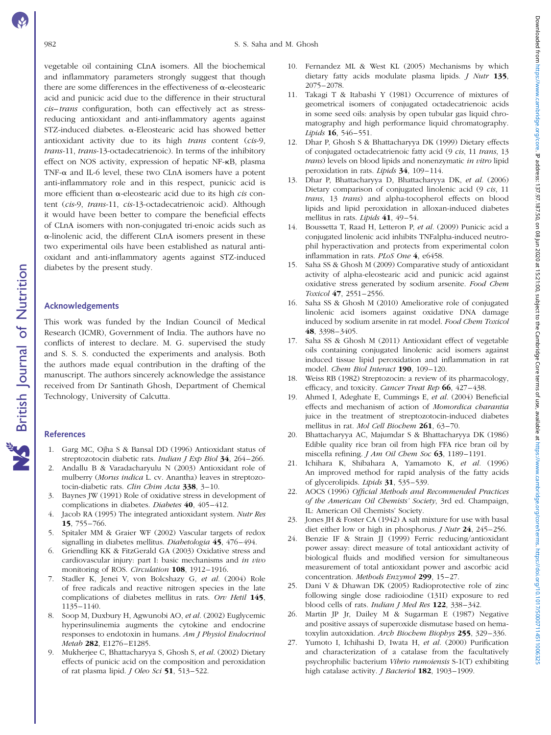vegetable oil containing CLnA isomers. All the biochemical and inflammatory parameters strongly suggest that though there are some differences in the effectiveness of α-eleostearic acid and punicic acid due to the difference in their structural *cis*–*trans* configuration, both can effectively act as stress-reducing antioxidant and anti-inflammatory agents against STZ-induced diabetes. α-Eleostearic acid has showed better antioxidant activity due to its high *trans* content (*cis*-9, *trans*-11, *trans*-13-octadecatrienoic). In terms of the inhibitory effect on NOS activity, expression of hepatic NF-κB, plasma TNF-α and IL-6 level, these two CLnA isomers have a potent anti-inflammatory role and in this respect, punicic acid is more efficient than α-eleostearic acid due to its high *cis* content (*cis*-9, *trans*-11, *cis*-13-octadecatrienoic acid). Although it would have been better to compare the beneficial effects of CLnA isomers with non-conjugated tri-enoic acids such as α-linolenic acid, the different CLnA isomers present in these two experimental oils have been established as natural antioxidant and anti-inflammatory agents against STZ-induced diabetes by the present study.

## Acknowledgements

This work was funded by the Indian Council of Medical Research (ICMR), Government of India. The authors have no conflicts of interest to declare. M. G. supervised the study and S. S. S. conducted the experiments and analysis. Both the authors made equal contribution in the drafting of the manuscript. The authors sincerely acknowledge the assistance received from Dr Santinath Ghosh, Department of Chemical Technology, University of Calcutta.

## References

1. Garg MC, Ojha S & Bansal DD (1996) Antioxidant status of streptozotocin diabetic rats. *Indian J Exp Biol* **34**, 264–266.
2. Andallu B & Varadacharyulu N (2003) Antioxidant role of mulberry (*Morus indica* L. cv. Anantha) leaves in streptozotocin-diabetic rats. *Clin Chim Acta* **338**, 3–10.
3. Baynes JW (1991) Role of oxidative stress in development of complications in diabetes. *Diabetes* **40**, 405–412.
4. Jacob RA (1995) The integrated antioxidant system. *Nutr Res* **15**, 755–766.
5. Spitaler MM & Graier WF (2002) Vascular targets of redox signalling in diabetes mellitus. *Diabetologia* **45**, 476–494.
6. Griendling KK & FitzGerald GA (2003) Oxidative stress and cardiovascular injury: part I: basic mechanisms and *in vivo* monitoring of ROS. *Circulation* **108**, 1912–1916.
7. Stadler K, Jenei V, von Bolcshazy G, *et al.* (2004) Role of free radicals and reactive nitrogen species in the late complications of diabetes mellitus in rats. *Orv Hetil* **145**, 1135–1140.
8. Soop M, Duxbury H, Agwunobi AO, *et al.* (2002) Euglycemic hyperinsulinemia augments the cytokine and endocrine responses to endotoxin in humans. *Am J Physiol Endocrinol Metab* **282**, E1276–E1285.
9. Mukherjee C, Bhattacharyya S, Ghosh S, *et al.* (2002) Dietary effects of punicic acid on the composition and peroxidation of rat plasma lipid. *J Oleo Sci* **51**, 513–522.
10. Fernandez ML & West KL (2005) Mechanisms by which dietary fatty acids modulate plasma lipids. *J Nutr* **135**, 2075–2078.
11. Takagi T & Itabashi Y (1981) Occurrence of mixtures of geometrical isomers of conjugated octadecatrienoic acids in some seed oils: analysis by open tubular gas liquid chromatography and high performance liquid chromatography. *Lipids* **16**, 546–551.
12. Dhar P, Ghosh S & Bhattacharyya DK (1999) Dietary effects of conjugated octadecatrienoic fatty acid (9 *cis*, 11 *trans*, 13 *trans*) levels on blood lipids and nonenzymatic *in vitro* lipid peroxidation in rats. *Lipids* **34**, 109–114.
13. Dhar P, Bhattacharyya D, Bhattacharyya DK, *et al.* (2006) Dietary comparison of conjugated linolenic acid (9 *cis*, 11 *trans*, 13 *trans*) and alpha-tocopherol effects on blood lipids and lipid peroxidation in alloxan-induced diabetes mellitus in rats. *Lipids* **41**, 49–54.
14. Boussetta T, Raad H, Letteron P, *et al.* (2009) Punicic acid a conjugated linolenic acid inhibits TNFalpha-induced neutrophil hyperactivation and protects from experimental colon inflammation in rats. *PLoS One* **4**, e6458.
15. Saha SS & Ghosh M (2009) Comparative study of antioxidant activity of alpha-eleostearic acid and punicic acid against oxidative stress generated by sodium arsenite. *Food Chem Toxicol* **47**, 2551–2556.
16. Saha SS & Ghosh M (2010) Ameliorative role of conjugated linolenic acid isomers against oxidative DNA damage induced by sodium arsenite in rat model. *Food Chem Toxicol* **48**, 3398–3405.
17. Saha SS & Ghosh M (2011) Antioxidant effect of vegetable oils containing conjugated linolenic acid isomers against induced tissue lipid peroxidation and inflammation in rat model. *Chem Biol Interact* **190**, 109–120.
18. Weiss RB (1982) Streptozocin: a review of its pharmacology, efficacy, and toxicity. *Cancer Treat Rep* **66**, 427–438.
19. Ahmed I, Adeghate E, Cummings E, *et al.* (2004) Beneficial effects and mechanism of action of *Momordica charantia* juice in the treatment of streptozotocin-induced diabetes mellitus in rat. *Mol Cell Biochem* **261**, 63–70.
20. Bhattacharyya AC, Majumdar S & Bhattacharyya DK (1986) Edible quality rice bran oil from high FFA rice bran oil by miscella refining. *J Am Oil Chem Soc* **63**, 1189–1191.
21. Ichihara K, Shibahara A, Yamamoto K, *et al.* (1996) An improved method for rapid analysis of the fatty acids of glycerolipids. *Lipids* **31**, 535–539.
22. AOCS (1996) *Official Methods and Recommended Practices of the American Oil Chemists' Society*, 3rd ed. Champaign, IL: American Oil Chemists' Society.
23. Jones JH & Foster CA (1942) A salt mixture for use with basal diet either low or high in phosphorus. *J Nutr* **24**, 245–256.
24. Benzie IF & Strain JJ (1999) Ferric reducing/antioxidant power assay: direct measure of total antioxidant activity of biological fluids and modified version for simultaneous measurement of total antioxidant power and ascorbic acid concentration. *Methods Enzymol* **299**, 15–27.
25. Dani V & Dhawan DK (2005) Radioprotective role of zinc following single dose radioiodine (131I) exposure to red blood cells of rats. *Indian J Med Res* **122**, 338–342.
26. Martin JP Jr, Dailey M & Sugarman E (1987) Negative and positive assays of superoxide dismutase based on hematoxylin autoxidation. *Arch Biochem Biophys* **255**, 329–336.
27. Yumoto I, Ichihashi D, Iwata H, *et al.* (2000) Purification and characterization of a catalase from the facultatively psychrophilic bacterium *Vibrio rumoiensis* S-1(T) exhibiting high catalase activity. *J Bacteriol* **182**, 1903–1909.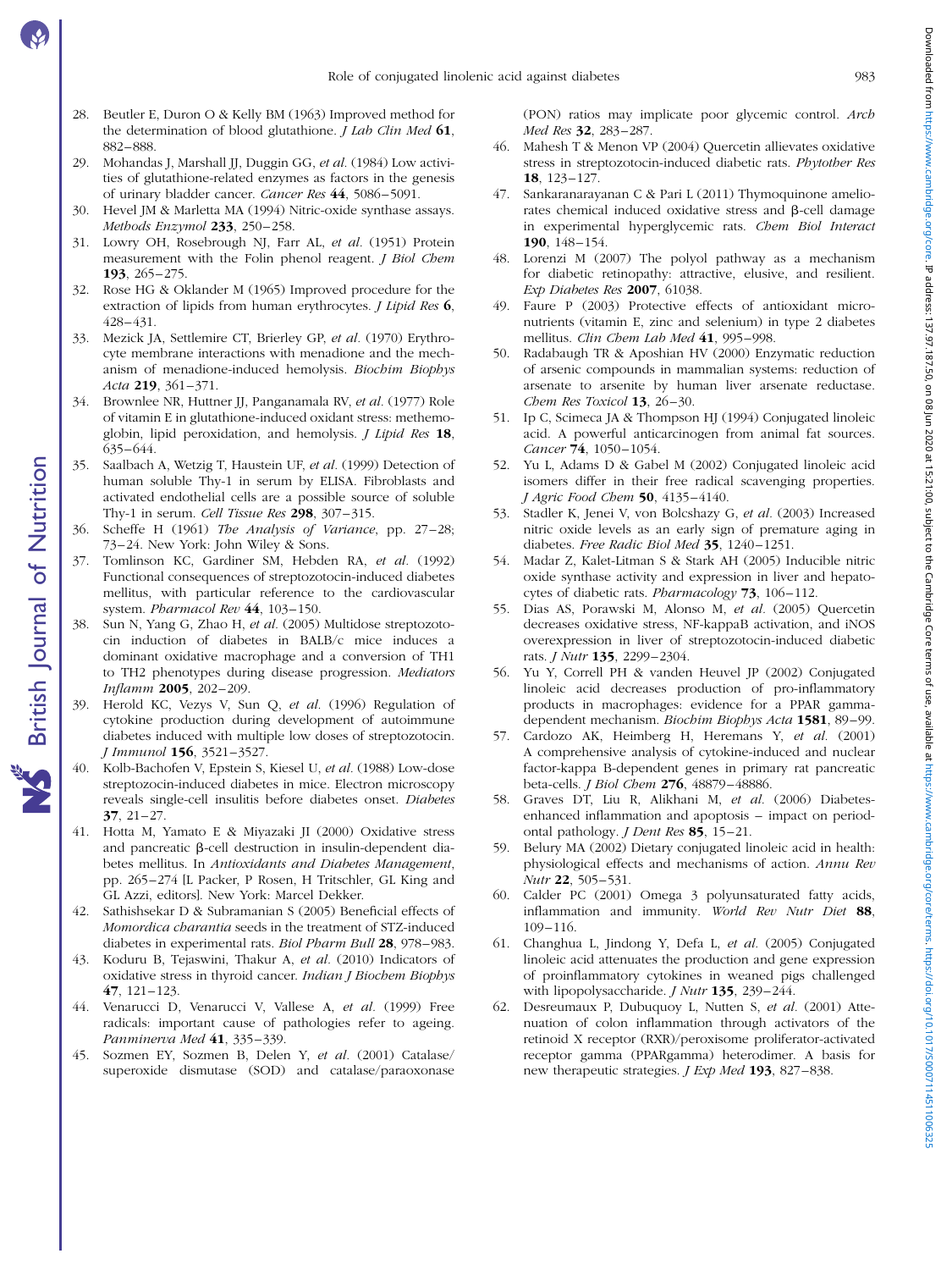28. Beutler E, Duron O & Kelly BM (1963) Improved method for the determination of blood glutathione. *J Lab Clin Med* **61**, 882–888.
29. Mohandas J, Marshall JJ, Duggin GG, *et al.* (1984) Low activities of glutathione-related enzymes as factors in the genesis of urinary bladder cancer. *Cancer Res* **44**, 5086–5091.
30. Hevel JM & Marletta MA (1994) Nitric-oxide synthase assays. *Methods Enzymol* **233**, 250–258.
31. Lowry OH, Rosebrough NJ, Farr AL, *et al.* (1951) Protein measurement with the Folin phenol reagent. *J Biol Chem* **193**, 265–275.
32. Rose HG & Oklander M (1965) Improved procedure for the extraction of lipids from human erythrocytes. *J Lipid Res* **6**, 428–431.
33. Mezick JA, Settlemire CT, Brierley GP, *et al.* (1970) Erythrocyte membrane interactions with menadione and the mechanism of menadione-induced hemolysis. *Biochim Biophys Acta* **219**, 361–371.
34. Brownlee NR, Huttner JJ, Panganamala RV, *et al.* (1977) Role of vitamin E in glutathione-induced oxidant stress: methemoglobin, lipid peroxidation, and hemolysis. *J Lipid Res* **18**, 635–644.
35. Saalbach A, Wetzig T, Haustein UF, *et al.* (1999) Detection of human soluble Thy-1 in serum by ELISA. Fibroblasts and activated endothelial cells are a possible source of soluble Thy-1 in serum. *Cell Tissue Res* **298**, 307–315.
36. Scheffe H (1961) *The Analysis of Variance*, pp. 27–28; 73–24. New York: John Wiley & Sons.
37. Tomlinson KC, Gardiner SM, Hebden RA, *et al.* (1992) Functional consequences of streptozotocin-induced diabetes mellitus, with particular reference to the cardiovascular system. *Pharmacol Rev* **44**, 103–150.
38. Sun N, Yang G, Zhao H, *et al.* (2005) Multidose streptozotocin induction of diabetes in BALB/c mice induces a dominant oxidative macrophage and a conversion of TH1 to TH2 phenotypes during disease progression. *Mediators Inflamm* **2005**, 202–209.
39. Herold KC, Vezys V, Sun Q, *et al.* (1996) Regulation of cytokine production during development of autoimmune diabetes induced with multiple low doses of streptozotocin. *J Immunol* **156**, 3521–3527.
40. Kolb-Bachofen V, Epstein S, Kiesel U, *et al.* (1988) Low-dose streptozocin-induced diabetes in mice. Electron microscopy reveals single-cell insulitis before diabetes onset. *Diabetes* **37**, 21–27.
41. Hotta M, Yamato E & Miyazaki JI (2000) Oxidative stress and pancreatic β-cell destruction in insulin-dependent diabetes mellitus. In *Antioxidants and Diabetes Management*, pp. 265–274 [L Packer, P Rosen, H Tritschler, GL King and GL Azzi, editors]. New York: Marcel Dekker.
42. Sathishsekar D & Subramanian S (2005) Beneficial effects of *Momordica charantia* seeds in the treatment of STZ-induced diabetes in experimental rats. *Biol Pharm Bull* **28**, 978–983.
43. Koduru B, Tejaswini, Thakur A, *et al.* (2010) Indicators of oxidative stress in thyroid cancer. *Indian J Biochem Biophys* **47**, 121–123.
44. Venarucci D, Venarucci V, Vallese A, *et al.* (1999) Free radicals: important cause of pathologies refer to ageing. *Panminerva Med* **41**, 335–339.
45. Sozmen EY, Sozmen B, Delen Y, *et al.* (2001) Catalase/superoxide dismutase (SOD) and catalase/paraoxonase (PON) ratios may implicate poor glycemic control. *Arch Med Res* **32**, 283–287.
46. Mahesh T & Menon VP (2004) Quercetin allievates oxidative stress in streptozotocin-induced diabetic rats. *Phytother Res* **18**, 123–127.
47. Sankaranarayanan C & Pari L (2011) Thymoquinone ameliorates chemical induced oxidative stress and β-cell damage in experimental hyperglycemic rats. *Chem Biol Interact* **190**, 148–154.
48. Lorenzi M (2007) The polyol pathway as a mechanism for diabetic retinopathy: attractive, elusive, and resilient. *Exp Diabetes Res* **2007**, 61038.
49. Faure P (2003) Protective effects of antioxidant micronutrients (vitamin E, zinc and selenium) in type 2 diabetes mellitus. *Clin Chem Lab Med* **41**, 995–998.
50. Radabaugh TR & Aposhian HV (2000) Enzymatic reduction of arsenic compounds in mammalian systems: reduction of arsenate to arsenite by human liver arsenate reductase. *Chem Res Toxicol* **13**, 26–30.
51. Ip C, Scimeca JA & Thompson HJ (1994) Conjugated linoleic acid. A powerful anticarcinogen from animal fat sources. *Cancer* **74**, 1050–1054.
52. Yu L, Adams D & Gabel M (2002) Conjugated linoleic acid isomers differ in their free radical scavenging properties. *J Agric Food Chem* **50**, 4135–4140.
53. Stadler K, Jenei V, von Bolcshazy G, *et al.* (2003) Increased nitric oxide levels as an early sign of premature aging in diabetes. *Free Radic Biol Med* **35**, 1240–1251.
54. Madar Z, Kalet-Litman S & Stark AH (2005) Inducible nitric oxide synthase activity and expression in liver and hepatocytes of diabetic rats. *Pharmacology* **73**, 106–112.
55. Dias AS, Porawski M, Alonso M, *et al.* (2005) Quercetin decreases oxidative stress, NF-kappaB activation, and iNOS overexpression in liver of streptozotocin-induced diabetic rats. *J Nutr* **135**, 2299–2304.
56. Yu Y, Correll PH & vanden Heuvel JP (2002) Conjugated linoleic acid decreases production of pro-inflammatory products in macrophages: evidence for a PPAR gamma-dependent mechanism. *Biochim Biophys Acta* **1581**, 89–99.
57. Cardozo AK, Heimberg H, Heremans Y, *et al.* (2001) A comprehensive analysis of cytokine-induced and nuclear factor-kappa B-dependent genes in primary rat pancreatic beta-cells. *J Biol Chem* **276**, 48879–48886.
58. Graves DT, Liu R, Alikhani M, *et al.* (2006) Diabetes-enhanced inflammation and apoptosis – impact on periodontal pathology. *J Dent Res* **85**, 15–21.
59. Belury MA (2002) Dietary conjugated linoleic acid in health: physiological effects and mechanisms of action. *Annu Rev Nutr* **22**, 505–531.
60. Calder PC (2001) Omega 3 polyunsaturated fatty acids, inflammation and immunity. *World Rev Nutr Diet* **88**, 109–116.
61. Changhua L, Jindong Y, Defa L, *et al.* (2005) Conjugated linoleic acid attenuates the production and gene expression of proinflammatory cytokines in weaned pigs challenged with lipopolysaccharide. *J Nutr* **135**, 239–244.
62. Desreumaux P, Dubuquoy L, Nutten S, *et al.* (2001) Attenuation of colon inflammation through activators of the retinoid X receptor (RXR)/peroxisome proliferator-activated receptor gamma (PPARgamma) heterodimer. A basis for new therapeutic strategies. *J Exp Med* **193**, 827–838.